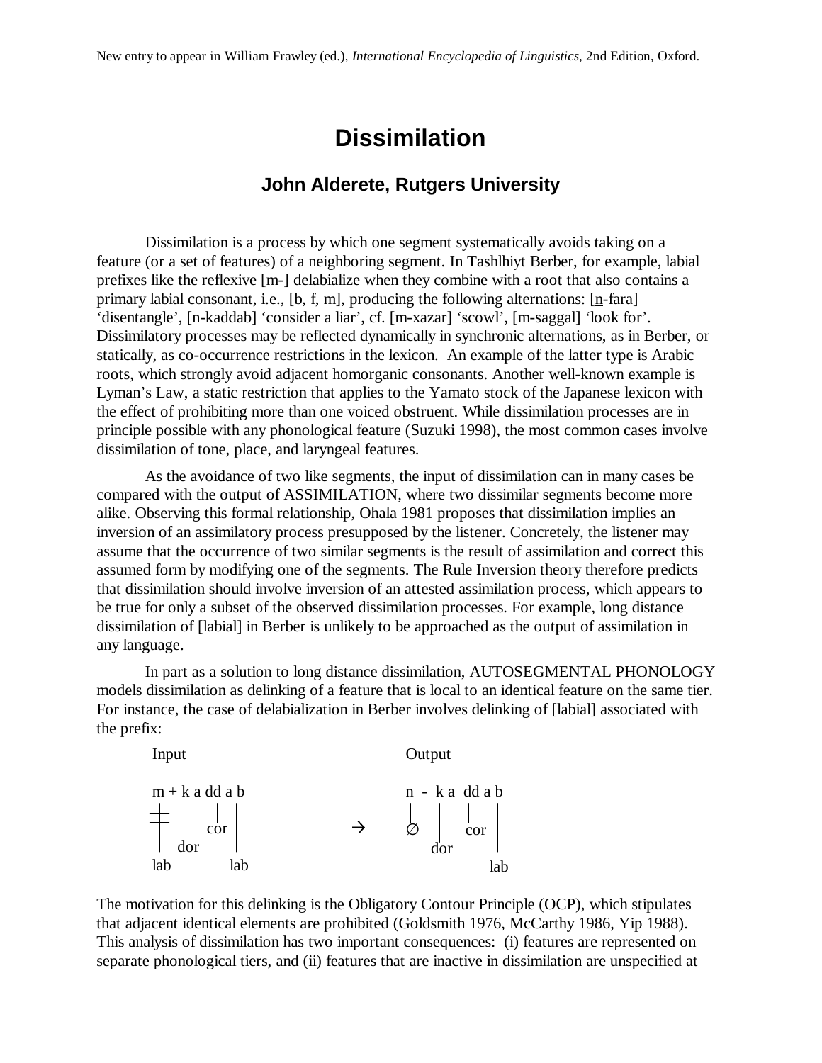# Dissimilation

### John Alderete, Rutgers University

Dissimilation is a process by which one segment systematically avoids taking on a feature (or a set of features) of a neighboring segment. In Tashlhiyt Berber, for example, labial prefixes like the reflexive [m-] delabialize when they combine with a root that also contains a primary labial consonant, i.e., [b, f, m], producing the following alternations: [<u>n</u>-fara] 'disentangle', [<u>n</u>-kaddab] 'consider a liar', cf. [m-xazar] 'scowl', [m-saggal] 'look for'. Dissimilatory processes may be reflected dynamically in synchronic alternations, as in Berber, or statically, as co-occurrence restrictions in the lexicon. An example of the latter type is Arabic roots, which strongly avoid adjacent homorganic consonants. Another well-known example is Lyman's Law, a static restriction that applies to the Yamato stock of the Japanese lexicon with the effect of prohibiting more than one voiced obstruent. While dissimilation processes are in principle possible with any phonological feature (Suzuki 1998), the most common cases involve dissimilation of tone, place, and laryngeal features.

As the avoidance of two like segments, the input of dissimilation can in many cases be compared with the output of ASSIMILATION, where two dissimilar segments become more alike. Observing this formal relationship, Ohala 1981 proposes that dissimilation implies an inversion of an assimilatory process presupposed by the listener. Concretely, the listener may assume that the occurrence of two similar segments is the result of assimilation and correct this assumed form by modifying one of the segments. The Rule Inversion theory therefore predicts that dissimilation should involve inversion of an attested assimilation process, which appears to be true for only a subset of the observed dissimilation processes. For example, long distance dissimilation of [labial] in Berber is unlikely to be approached as the output of assimilation in any language.

In part as a solution to long distance dissimilation, AUTOSEGMENTAL PHONOLOGY models dissimilation as delinking of a feature that is local to an identical feature on the same tier. For instance, the case of delabialization in Berber involves delinking of [labial] associated with the prefix:

```
Input                          Output

m + k a dd a b                 n  -  k a  dd a b
╪   |    |    |                |     |    |    |
    |   cor   |          →     ∅     |   cor   |
   dor        |                     dor        |
lab          lab                              lab
```

The motivation for this delinking is the Obligatory Contour Principle (OCP), which stipulates that adjacent identical elements are prohibited (Goldsmith 1976, McCarthy 1986, Yip 1988). This analysis of dissimilation has two important consequences: (i) features are represented on separate phonological tiers, and (ii) features that are inactive in dissimilation are unspecified at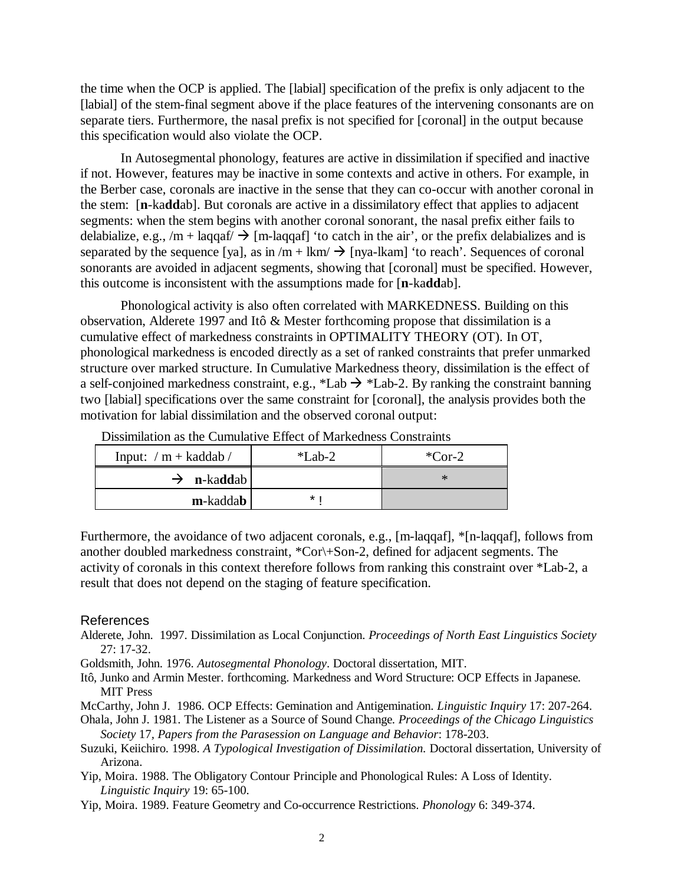the time when the OCP is applied. The [labial] specification of the prefix is only adjacent to the [labial] of the stem-final segment above if the place features of the intervening consonants are on separate tiers. Furthermore, the nasal prefix is not specified for [coronal] in the output because this specification would also violate the OCP.

In Autosegmental phonology, features are active in dissimilation if specified and inactive if not. However, features may be inactive in some contexts and active in others. For example, in the Berber case, coronals are inactive in the sense that they can co-occur with another coronal in the stem: [**n**-ka**dd**ab]. But coronals are active in a dissimilatory effect that applies to adjacent segments: when the stem begins with another coronal sonorant, the nasal prefix either fails to delabialize, e.g., /m + laqqaf/ → [m-laqqaf] 'to catch in the air', or the prefix delabializes and is separated by the sequence [ya], as in /m + lkm/ → [nya-lkam] 'to reach'. Sequences of coronal sonorants are avoided in adjacent segments, showing that [coronal] must be specified. However, this outcome is inconsistent with the assumptions made for [**n**-ka**dd**ab].

Phonological activity is also often correlated with MARKEDNESS. Building on this observation, Alderete 1997 and Itô & Mester forthcoming propose that dissimilation is a cumulative effect of markedness constraints in OPTIMALITY THEORY (OT). In OT, phonological markedness is encoded directly as a set of ranked constraints that prefer unmarked structure over marked structure. In Cumulative Markedness theory, dissimilation is the effect of a self-conjoined markedness constraint, e.g., *Lab → *Lab-2. By ranking the constraint banning two [labial] specifications over the same constraint for [coronal], the analysis provides both the motivation for labial dissimilation and the observed coronal output:

Dissimilation as the Cumulative Effect of Markedness Constraints

| Input: / m + kaddab / | *Lab-2 | *Cor-2 |
|---|---|---|
| → **n**-ka**dd**ab | | * |
| **m**-kadda**b** | * ! | |

Furthermore, the avoidance of two adjacent coronals, e.g., [m-laqqaf], *[n-laqqaf], follows from another doubled markedness constraint, *Cor\+Son-2, defined for adjacent segments. The activity of coronals in this context therefore follows from ranking this constraint over *Lab-2, a result that does not depend on the staging of feature specification.

## References

Alderete, John. 1997. Dissimilation as Local Conjunction. *Proceedings of North East Linguistics Society* 27: 17-32.

Goldsmith, John. 1976. *Autosegmental Phonology*. Doctoral dissertation, MIT.

Itô, Junko and Armin Mester. forthcoming. Markedness and Word Structure: OCP Effects in Japanese. MIT Press

McCarthy, John J. 1986. OCP Effects: Gemination and Antigemination. *Linguistic Inquiry* 17: 207-264.

Ohala, John J. 1981. The Listener as a Source of Sound Change. *Proceedings of the Chicago Linguistics Society* 17, *Papers from the Parasession on Language and Behavior*: 178-203.

Suzuki, Keiichiro. 1998. *A Typological Investigation of Dissimilation.* Doctoral dissertation, University of Arizona.

Yip, Moira. 1988. The Obligatory Contour Principle and Phonological Rules: A Loss of Identity. *Linguistic Inquiry* 19: 65-100.

Yip, Moira. 1989. Feature Geometry and Co-occurrence Restrictions. *Phonology* 6: 349-374.